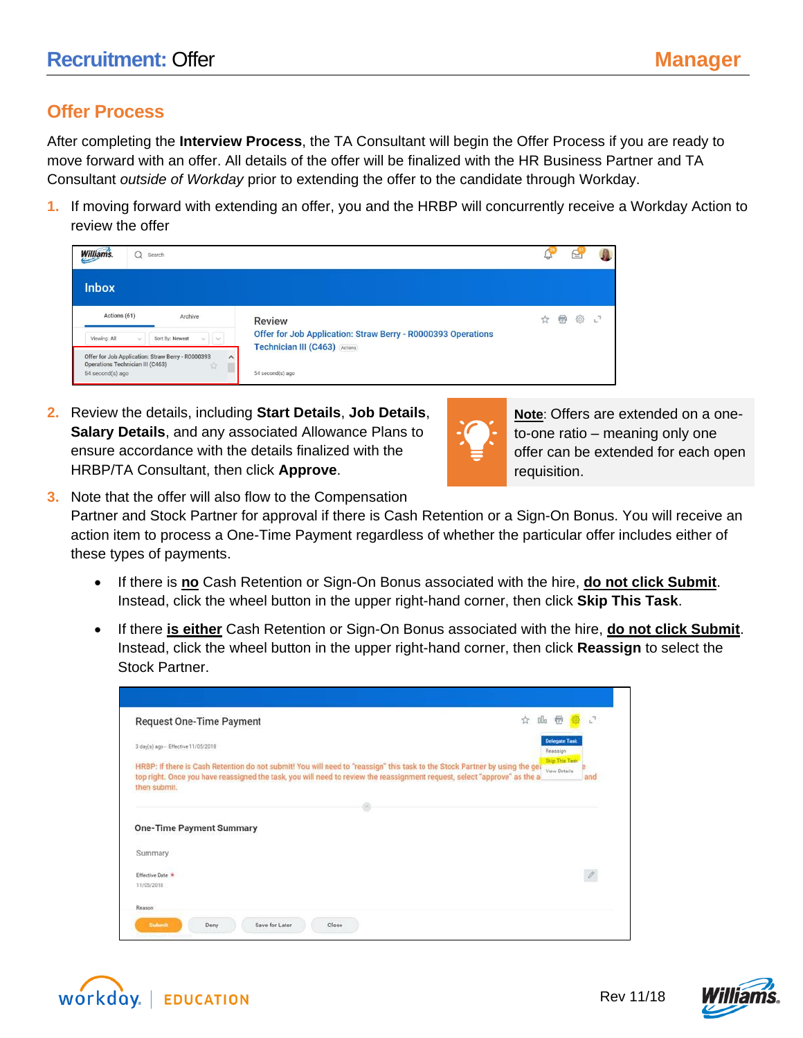# Recruitment: Offer

**Manager**

## Offer Process

After completing the **Interview Process**, the TA Consultant will begin the Offer Process if you are ready to move forward with an offer. All details of the offer will be finalized with the HR Business Partner and TA Consultant *outside of Workday* prior to extending the offer to the candidate through Workday.

1. If moving forward with extending an offer, you and the HRBP will concurrently receive a Workday Action to review the offer

2. Review the details, including **Start Details**, **Job Details**, **Salary Details**, and any associated Allowance Plans to ensure accordance with the details finalized with the HRBP/TA Consultant, then click **Approve**.

> **Note**: Offers are extended on a one-to-one ratio – meaning only one offer can be extended for each open requisition.

3. Note that the offer will also flow to the Compensation Partner and Stock Partner for approval if there is Cash Retention or a Sign-On Bonus. You will receive an action item to process a One-Time Payment regardless of whether the particular offer includes either of these types of payments.

   - If there is **no** Cash Retention or Sign-On Bonus associated with the hire, **do not click Submit**. Instead, click the wheel button in the upper right-hand corner, then click **Skip This Task**.
   - If there **is either** Cash Retention or Sign-On Bonus associated with the hire, **do not click Submit**. Instead, click the wheel button in the upper right-hand corner, then click **Reassign** to select the Stock Partner.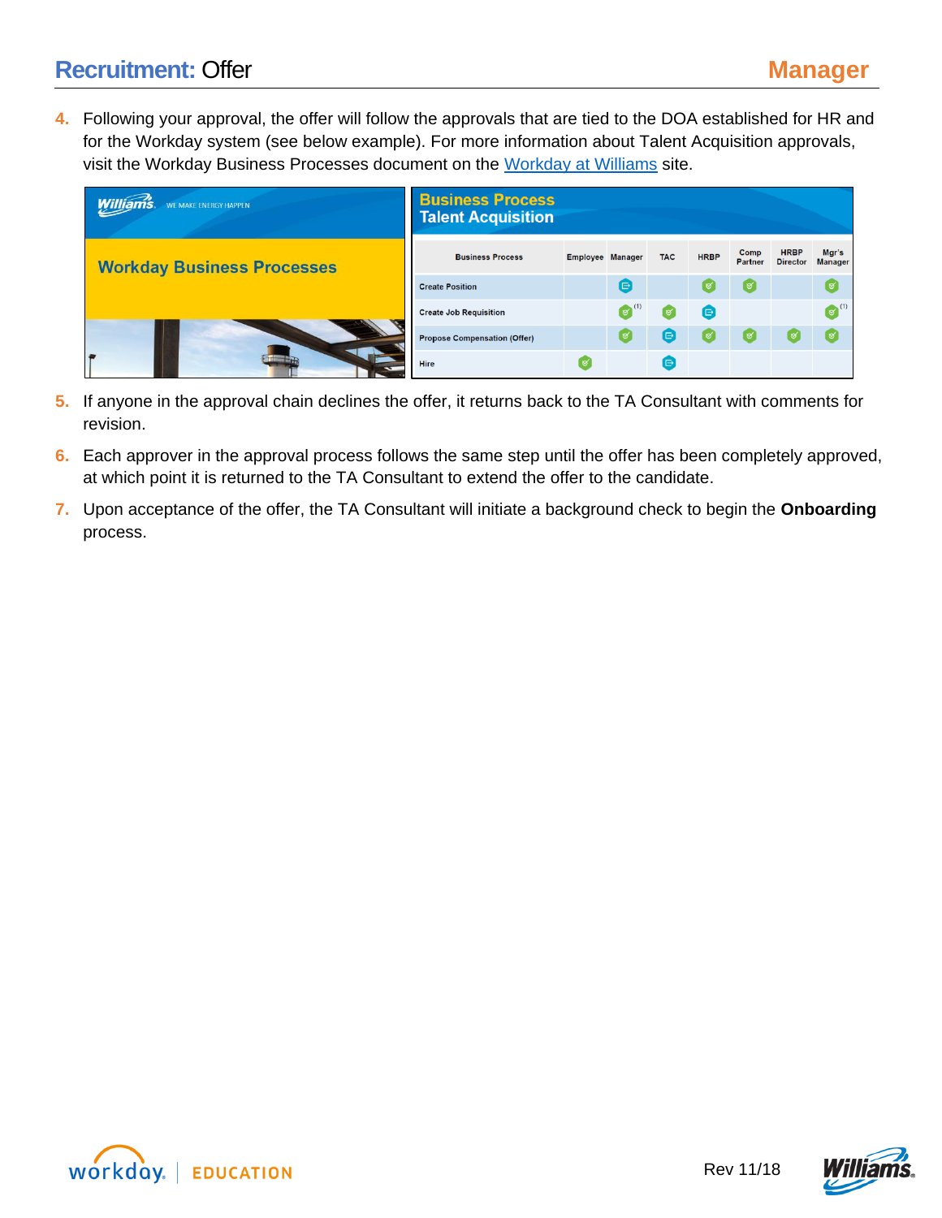# Recruitment: Offer

Manager

4. Following your approval, the offer will follow the approvals that are tied to the DOA established for HR and for the Workday system (see below example). For more information about Talent Acquisition approvals, visit the Workday Business Processes document on the [Workday at Williams]() site.

Williams WE MAKE ENERGY HAPPEN

Workday Business Processes

**Business Process**
**Talent Acquisition**

| Business Process | Employee | Manager | TAC | HRBP | Comp Partner | HRBP Director | Mgr's Manager |
|---|---|---|---|---|---|---|---|
| Create Position | | ✓ | | ✓ | ✓ | | ✓ |
| Create Job Requisition | | ✓ (1) | ✓ | ✓ | | | ✓ (1) |
| Propose Compensation (Offer) | | ✓ | ✓ | ✓ | ✓ | ✓ | ✓ |
| Hire | ✓ | | ✓ | | | | |

5. If anyone in the approval chain declines the offer, it returns back to the TA Consultant with comments for revision.
6. Each approver in the approval process follows the same step until the offer has been completely approved, at which point it is returned to the TA Consultant to extend the offer to the candidate.
7. Upon acceptance of the offer, the TA Consultant will initiate a background check to begin the **Onboarding** process.